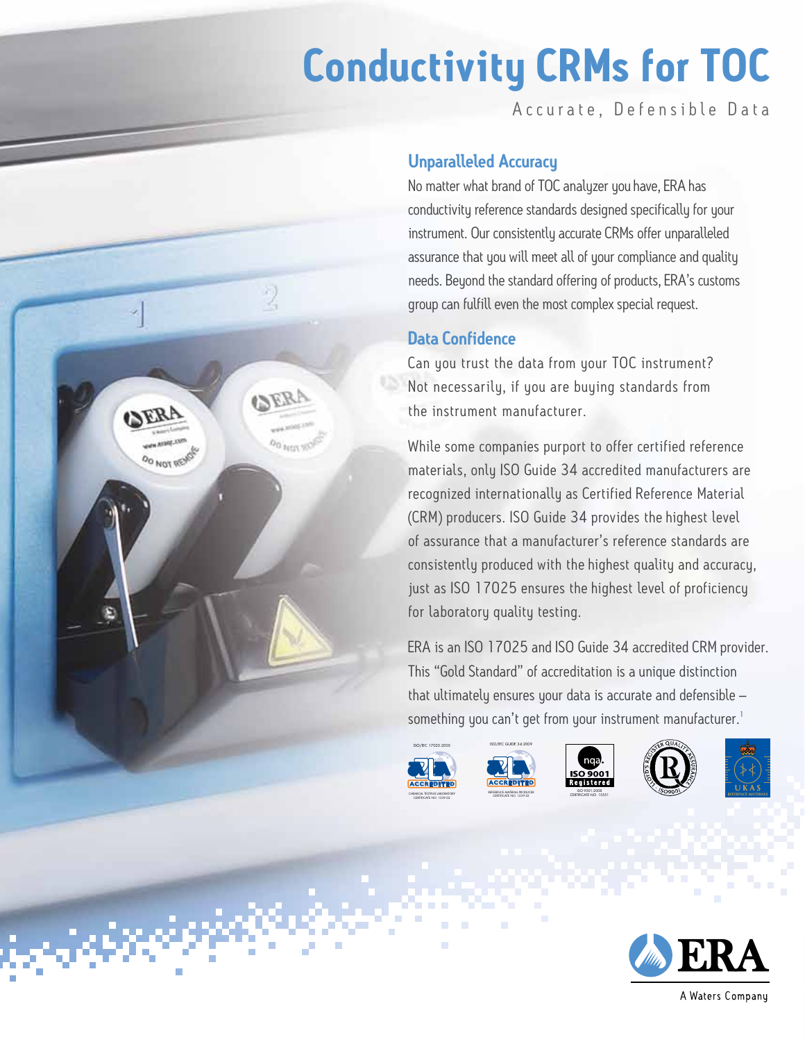# Conductivity CRMs for TOC

Accurate, Defensible Data

## Unparalleled Accuracy

No matter what brand of TOC analyzer you have, ERA has conductivity reference standards designed specifically for your instrument. Our consistently accurate CRMs offer unparalleled assurance that you will meet all of your compliance and quality needs. Beyond the standard offering of products, ERA's customs group can fulfill even the most complex special request.

## Data Confidence

Can you trust the data from your TOC instrument? Not necessarily, if you are buying standards from the instrument manufacturer.

While some companies purport to offer certified reference materials, only ISO Guide 34 accredited manufacturers are recognized internationally as Certified Reference Material (CRM) producers. ISO Guide 34 provides the highest level of assurance that a manufacturer's reference standards are consistently produced with the highest quality and accuracy, just as ISO 17025 ensures the highest level of proficiency for laboratory quality testing.

ERA is an ISO 17025 and ISO Guide 34 accredited CRM provider. This "Gold Standard" of accreditation is a unique distinction that ultimately ensures your data is accurate and defensible – something you can't get from your instrument manufacturer.[1]

ISO/IEC 17025:2005 — ACCREDITED — CHEMICAL TESTING LABORATORY CERTIFICATE NO. 1539.02

ISO/IEC GUIDE 34:2009 — ACCREDITED — REFERENCE MATERIAL PRODUCER CERTIFICATE NO. 1539.03

nqa ISO 9001 Registered — ISO 9001:2008 CERTIFICATE NO. 10551

LLOYD'S REGISTER QUALITY ASSURANCE — ISO9001

UKAS REFERENCE MATERIALS

ERA A Waters Company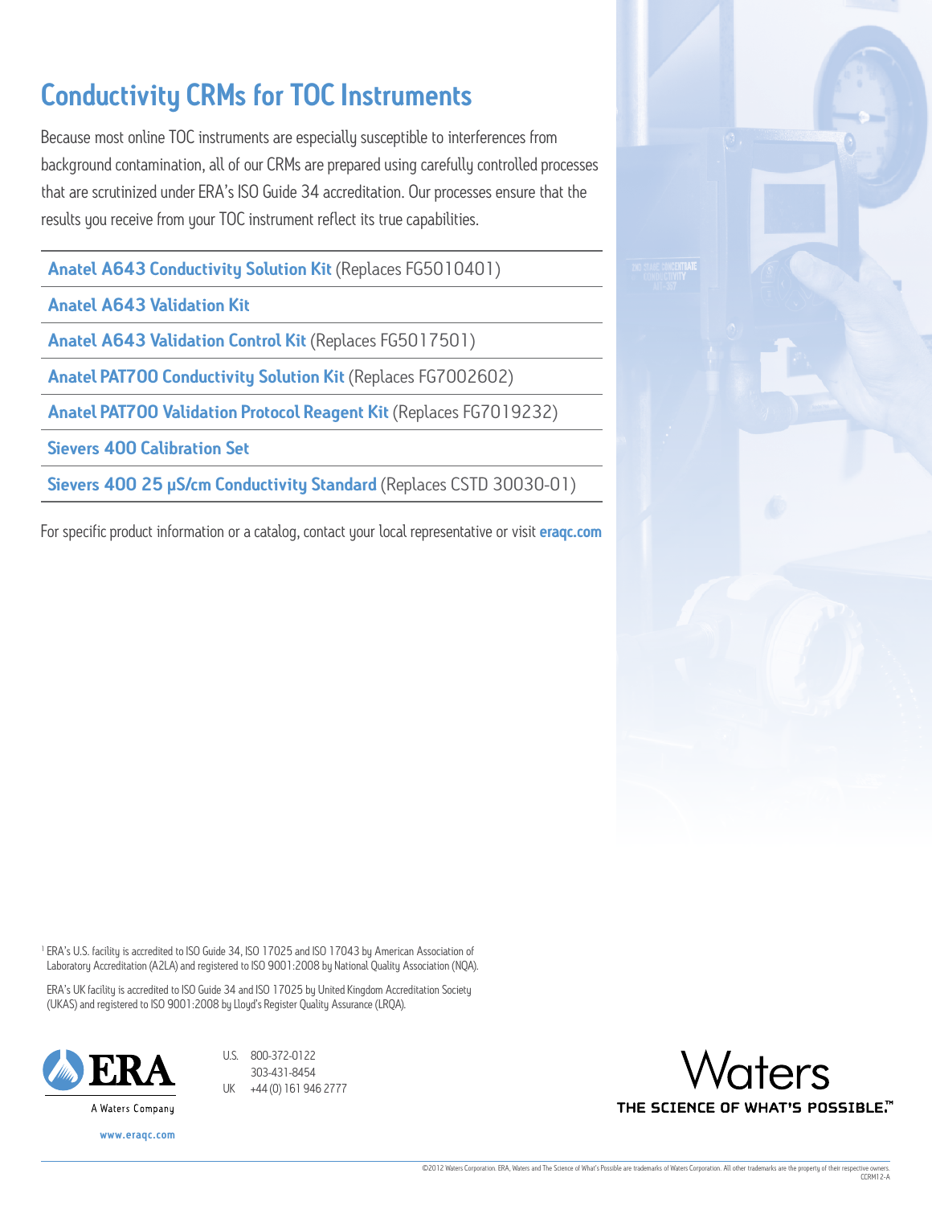# Conductivity CRMs for TOC Instruments

Because most online TOC instruments are especially susceptible to interferences from background contamination, all of our CRMs are prepared using carefully controlled processes that are scrutinized under ERA's ISO Guide 34 accreditation. Our processes ensure that the results you receive from your TOC instrument reflect its true capabilities.

- **Anatel A643 Conductivity Solution Kit** (Replaces FG5010401)
- **Anatel A643 Validation Kit**
- **Anatel A643 Validation Control Kit** (Replaces FG5017501)
- **Anatel PAT700 Conductivity Solution Kit** (Replaces FG7002602)
- **Anatel PAT700 Validation Protocol Reagent Kit** (Replaces FG7019232)
- **Sievers 400 Calibration Set**
- **Sievers 400 25 µS/cm Conductivity Standard** (Replaces CSTD 30030-01)

For specific product information or a catalog, contact your local representative or visit **eraqc.com**

[1] ERA's U.S. facility is accredited to ISO Guide 34, ISO 17025 and ISO 17043 by American Association of Laboratory Accreditation (A2LA) and registered to ISO 9001:2008 by National Quality Association (NQA).

ERA's UK facility is accredited to ISO Guide 34 and ISO 17025 by United Kingdom Accreditation Society (UKAS) and registered to ISO 9001:2008 by Lloyd's Register Quality Assurance (LRQA).

ERA
A Waters Company
www.eraqc.com

U.S. 800-372-0122
303-431-8454
UK +44 (0) 161 946 2777

Waters
THE SCIENCE OF WHAT'S POSSIBLE.™

©2012 Waters Corporation. ERA, Waters and The Science of What's Possible are trademarks of Waters Corporation. All other trademarks are the property of their respective owners.
CCRM12-A